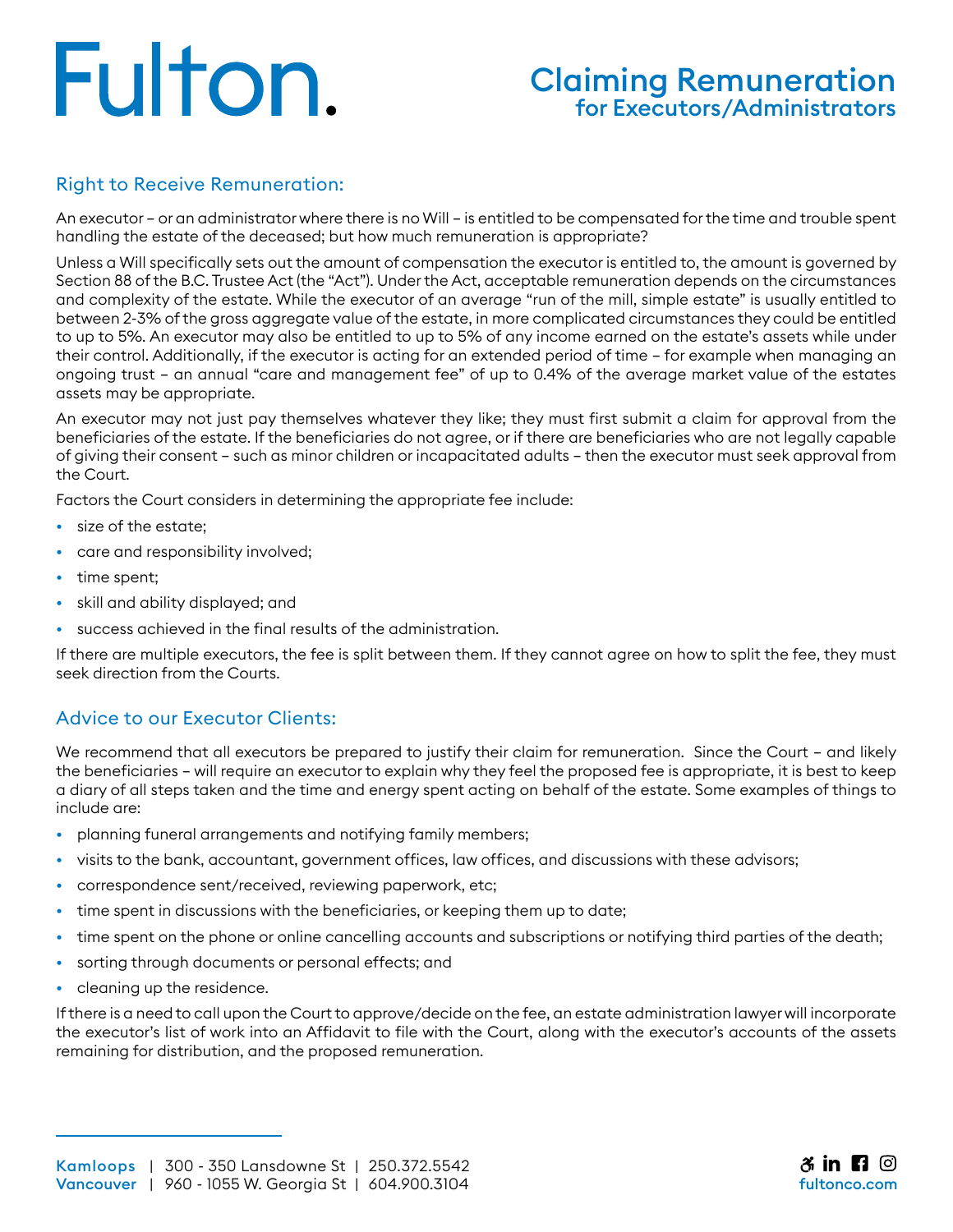# Fulton.

## Claiming Remuneration for Executors/Administrators

### Right to Receive Remuneration:

An executor – or an administrator where there is no Will – is entitled to be compensated for the time and trouble spent handling the estate of the deceased; but how much remuneration is appropriate?

Unless a Will specifically sets out the amount of compensation the executor is entitled to, the amount is governed by Section 88 of the B.C. Trustee Act (the "Act"). Under the Act, acceptable remuneration depends on the circumstances and complexity of the estate. While the executor of an average "run of the mill, simple estate" is usually entitled to between 2-3% of the gross aggregate value of the estate, in more complicated circumstances they could be entitled to up to 5%. An executor may also be entitled to up to 5% of any income earned on the estate's assets while under their control. Additionally, if the executor is acting for an extended period of time – for example when managing an ongoing trust – an annual "care and management fee" of up to 0.4% of the average market value of the estates assets may be appropriate.

An executor may not just pay themselves whatever they like; they must first submit a claim for approval from the beneficiaries of the estate. If the beneficiaries do not agree, or if there are beneficiaries who are not legally capable of giving their consent – such as minor children or incapacitated adults – then the executor must seek approval from the Court.

Factors the Court considers in determining the appropriate fee include:

- size of the estate;
- care and responsibility involved;
- time spent;
- skill and ability displayed; and
- success achieved in the final results of the administration.

If there are multiple executors, the fee is split between them. If they cannot agree on how to split the fee, they must seek direction from the Courts.

### Advice to our Executor Clients:

We recommend that all executors be prepared to justify their claim for remuneration. Since the Court – and likely the beneficiaries – will require an executor to explain why they feel the proposed fee is appropriate, it is best to keep a diary of all steps taken and the time and energy spent acting on behalf of the estate. Some examples of things to include are:

- planning funeral arrangements and notifying family members;
- visits to the bank, accountant, government offices, law offices, and discussions with these advisors;
- correspondence sent/received, reviewing paperwork, etc;
- time spent in discussions with the beneficiaries, or keeping them up to date;
- time spent on the phone or online cancelling accounts and subscriptions or notifying third parties of the death;
- sorting through documents or personal effects; and
- cleaning up the residence.

If there is a need to call upon the Court to approve/decide on the fee, an estate administration lawyer will incorporate the executor's list of work into an Affidavit to file with the Court, along with the executor's accounts of the assets remaining for distribution, and the proposed remuneration.

**Kamloops** | 300 - 350 Lansdowne St | 250.372.5542
**Vancouver** | 960 - 1055 W. Georgia St | 604.900.3104

fultonco.com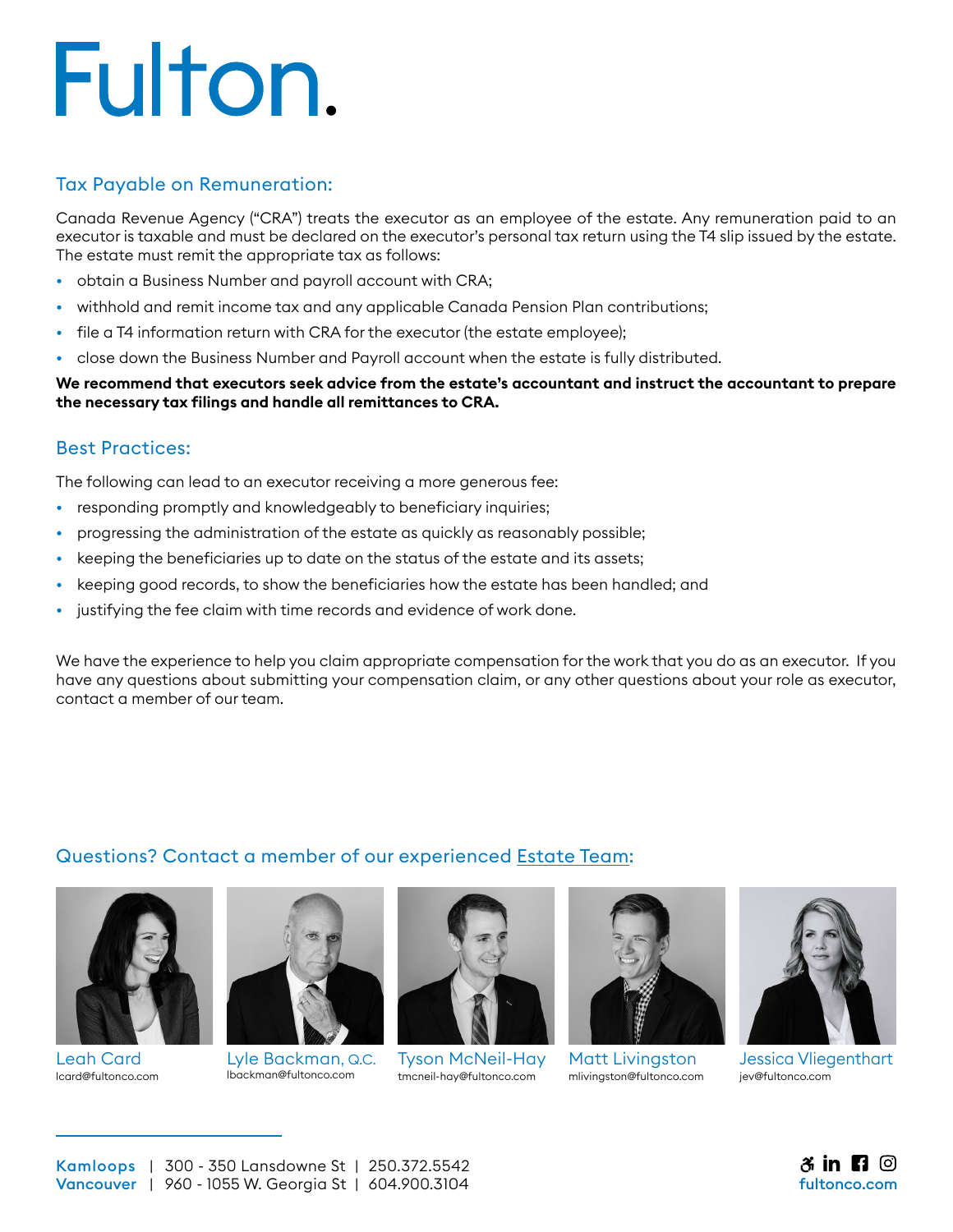# Fulton.

## Tax Payable on Remuneration:

Canada Revenue Agency ("CRA") treats the executor as an employee of the estate. Any remuneration paid to an executor is taxable and must be declared on the executor's personal tax return using the T4 slip issued by the estate. The estate must remit the appropriate tax as follows:

- obtain a Business Number and payroll account with CRA;
- withhold and remit income tax and any applicable Canada Pension Plan contributions;
- file a T4 information return with CRA for the executor (the estate employee);
- close down the Business Number and Payroll account when the estate is fully distributed.

**We recommend that executors seek advice from the estate's accountant and instruct the accountant to prepare the necessary tax filings and handle all remittances to CRA.**

## Best Practices:

The following can lead to an executor receiving a more generous fee:

- responding promptly and knowledgeably to beneficiary inquiries;
- progressing the administration of the estate as quickly as reasonably possible;
- keeping the beneficiaries up to date on the status of the estate and its assets;
- keeping good records, to show the beneficiaries how the estate has been handled; and
- justifying the fee claim with time records and evidence of work done.

We have the experience to help you claim appropriate compensation for the work that you do as an executor. If you have any questions about submitting your compensation claim, or any other questions about your role as executor, contact a member of our team.

## Questions? Contact a member of our experienced Estate Team:

Leah Card
lcard@fultonco.com

Lyle Backman, Q.C.
lbackman@fultonco.com

Tyson McNeil-Hay
tmcneil-hay@fultonco.com

Matt Livingston
mlivingston@fultonco.com

Jessica Vliegenthart
jev@fultonco.com

**Kamloops** | 300 - 350 Lansdowne St | 250.372.5542
**Vancouver** | 960 - 1055 W. Georgia St | 604.900.3104

**fultonco.com**